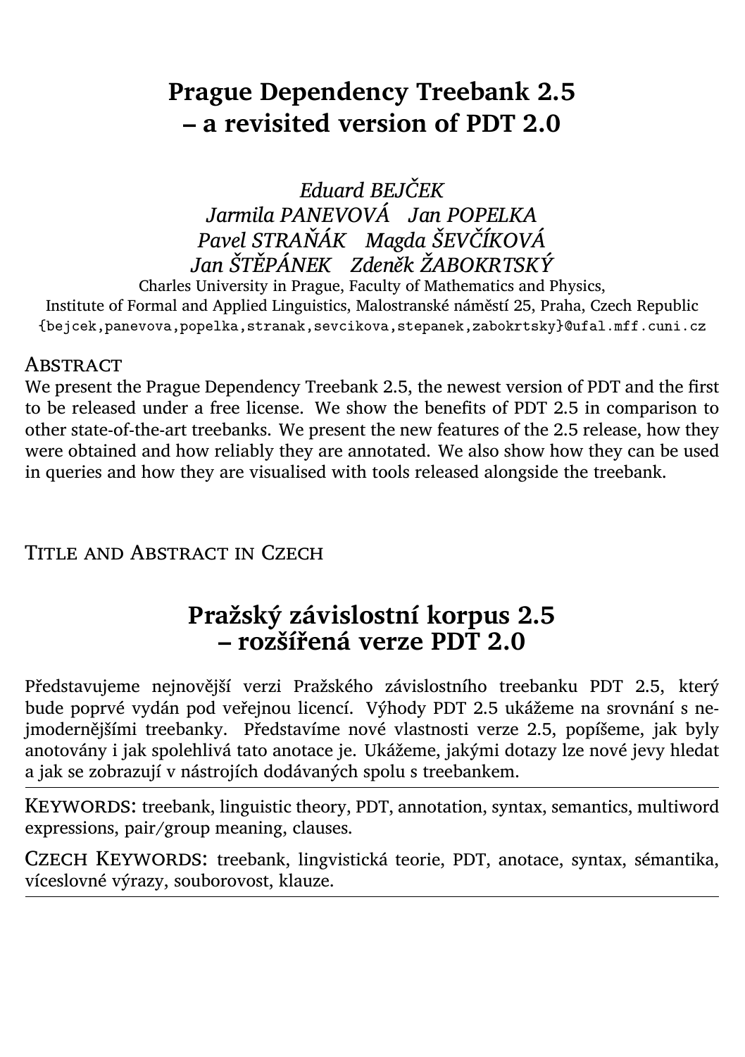# Prague Dependency Treebank 2.5 – a revisited version of PDT 2.0

*Eduard BEJČEK*
*Jarmila PANEVOVÁ Jan POPELKA*
*Pavel STRAŇÁK Magda ŠEVČÍKOVÁ*
*Jan ŠTĚPÁNEK Zdeněk ŽABOKRTSKÝ*

Charles University in Prague, Faculty of Mathematics and Physics,
Institute of Formal and Applied Linguistics, Malostranské náměstí 25, Praha, Czech Republic
{bejcek,panevova,popelka,stranak,sevcikova,stepanek,zabokrtsky}@ufal.mff.cuni.cz

## Abstract

We present the Prague Dependency Treebank 2.5, the newest version of PDT and the first to be released under a free license. We show the benefits of PDT 2.5 in comparison to other state-of-the-art treebanks. We present the new features of the 2.5 release, how they were obtained and how reliably they are annotated. We also show how they can be used in queries and how they are visualised with tools released alongside the treebank.

## Title and Abstract in Czech

# Pražský závislostní korpus 2.5 – rozšířená verze PDT 2.0

Představujeme nejnovější verzi Pražského závislostního treebanku PDT 2.5, který bude poprvé vydán pod veřejnou licencí. Výhody PDT 2.5 ukážeme na srovnání s nejmodernějšími treebanky. Představíme nové vlastnosti verze 2.5, popíšeme, jak byly anotovány i jak spolehlivá tato anotace je. Ukážeme, jakými dotazy lze nové jevy hledat a jak se zobrazují v nástrojích dodávaných spolu s treebankem.

---

Keywords: treebank, linguistic theory, PDT, annotation, syntax, semantics, multiword expressions, pair/group meaning, clauses.

Czech Keywords: treebank, lingvistická teorie, PDT, anotace, syntax, sémantika, víceslovné výrazy, souborovost, klauze.

---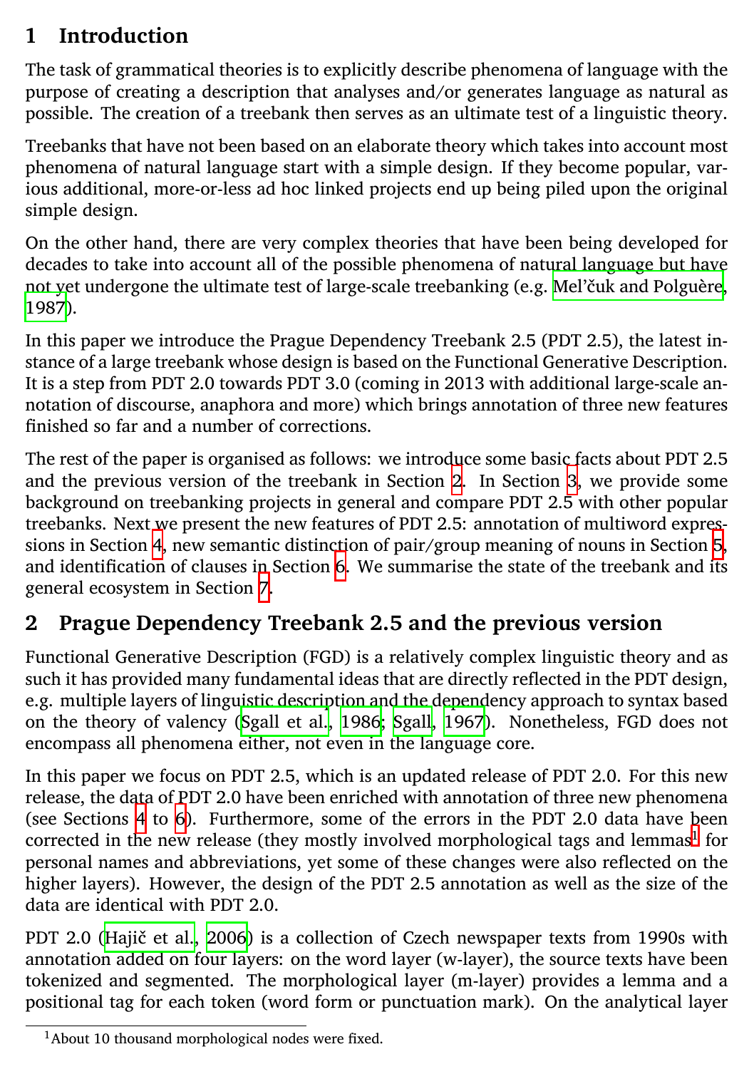# 1 Introduction

The task of grammatical theories is to explicitly describe phenomena of language with the purpose of creating a description that analyses and/or generates language as natural as possible. The creation of a treebank then serves as an ultimate test of a linguistic theory.

Treebanks that have not been based on an elaborate theory which takes into account most phenomena of natural language start with a simple design. If they become popular, various additional, more-or-less ad hoc linked projects end up being piled upon the original simple design.

On the other hand, there are very complex theories that have been being developed for decades to take into account all of the possible phenomena of natural language but have not yet undergone the ultimate test of large-scale treebanking (e.g. Mel'čuk and Polguère, 1987).

In this paper we introduce the Prague Dependency Treebank 2.5 (PDT 2.5), the latest instance of a large treebank whose design is based on the Functional Generative Description. It is a step from PDT 2.0 towards PDT 3.0 (coming in 2013 with additional large-scale annotation of discourse, anaphora and more) which brings annotation of three new features finished so far and a number of corrections.

The rest of the paper is organised as follows: we introduce some basic facts about PDT 2.5 and the previous version of the treebank in Section 2. In Section 3, we provide some background on treebanking projects in general and compare PDT 2.5 with other popular treebanks. Next we present the new features of PDT 2.5: annotation of multiword expressions in Section 4, new semantic distinction of pair/group meaning of nouns in Section 5, and identification of clauses in Section 6. We summarise the state of the treebank and its general ecosystem in Section 7.

# 2 Prague Dependency Treebank 2.5 and the previous version

Functional Generative Description (FGD) is a relatively complex linguistic theory and as such it has provided many fundamental ideas that are directly reflected in the PDT design, e.g. multiple layers of linguistic description and the dependency approach to syntax based on the theory of valency (Sgall et al., 1986; Sgall, 1967). Nonetheless, FGD does not encompass all phenomena either, not even in the language core.

In this paper we focus on PDT 2.5, which is an updated release of PDT 2.0. For this new release, the data of PDT 2.0 have been enriched with annotation of three new phenomena (see Sections 4 to 6). Furthermore, some of the errors in the PDT 2.0 data have been corrected in the new release (they mostly involved morphological tags and lemmas[1] for personal names and abbreviations, yet some of these changes were also reflected on the higher layers). However, the design of the PDT 2.5 annotation as well as the size of the data are identical with PDT 2.0.

PDT 2.0 (Hajič et al., 2006) is a collection of Czech newspaper texts from 1990s with annotation added on four layers: on the word layer (w-layer), the source texts have been tokenized and segmented. The morphological layer (m-layer) provides a lemma and a positional tag for each token (word form or punctuation mark). On the analytical layer

[1] About 10 thousand morphological nodes were fixed.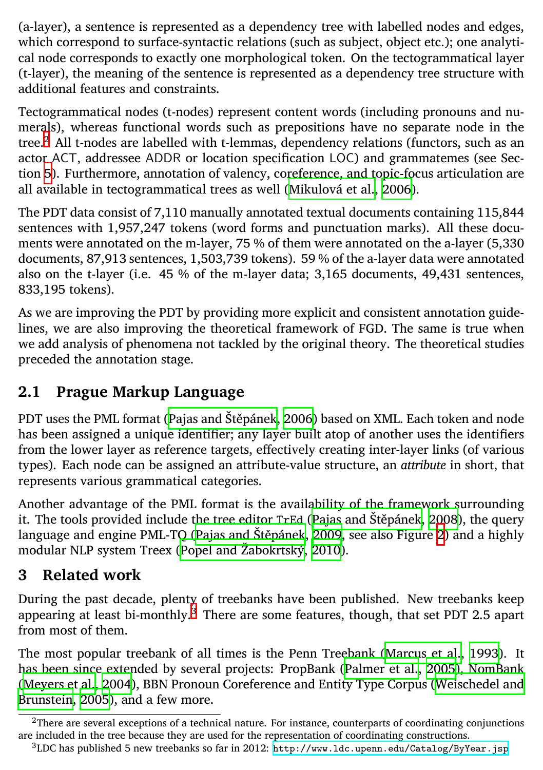(a-layer), a sentence is represented as a dependency tree with labelled nodes and edges, which correspond to surface-syntactic relations (such as subject, object etc.); one analytical node corresponds to exactly one morphological token. On the tectogrammatical layer (t-layer), the meaning of the sentence is represented as a dependency tree structure with additional features and constraints.

Tectogrammatical nodes (t-nodes) represent content words (including pronouns and numerals), whereas functional words such as prepositions have no separate node in the tree.[2] All t-nodes are labelled with t-lemmas, dependency relations (functors, such as an actor ACT, addressee ADDR or location specification LOC) and grammatemes (see Section 5). Furthermore, annotation of valency, coreference, and topic-focus articulation are all available in tectogrammatical trees as well (Mikulová et al., 2006).

The PDT data consist of 7,110 manually annotated textual documents containing 115,844 sentences with 1,957,247 tokens (word forms and punctuation marks). All these documents were annotated on the m-layer, 75 % of them were annotated on the a-layer (5,330 documents, 87,913 sentences, 1,503,739 tokens). 59 % of the a-layer data were annotated also on the t-layer (i.e. 45 % of the m-layer data; 3,165 documents, 49,431 sentences, 833,195 tokens).

As we are improving the PDT by providing more explicit and consistent annotation guidelines, we are also improving the theoretical framework of FGD. The same is true when we add analysis of phenomena not tackled by the original theory. The theoretical studies preceded the annotation stage.

## 2.1 Prague Markup Language

PDT uses the PML format (Pajas and Štěpánek, 2006) based on XML. Each token and node has been assigned a unique identifier; any layer built atop of another uses the identifiers from the lower layer as reference targets, effectively creating inter-layer links (of various types). Each node can be assigned an attribute-value structure, an *attribute* in short, that represents various grammatical categories.

Another advantage of the PML format is the availability of the framework surrounding it. The tools provided include the tree editor `TrEd` (Pajas and Štěpánek, 2008), the query language and engine PML-TQ (Pajas and Štěpánek, 2009, see also Figure 2) and a highly modular NLP system Treex (Popel and Žabokrtský, 2010).

# 3 Related work

During the past decade, plenty of treebanks have been published. New treebanks keep appearing at least bi-monthly.[3] There are some features, though, that set PDT 2.5 apart from most of them.

The most popular treebank of all times is the Penn Treebank (Marcus et al., 1993). It has been since extended by several projects: PropBank (Palmer et al., 2005), NomBank (Meyers et al., 2004), BBN Pronoun Coreference and Entity Type Corpus (Weischedel and Brunstein, 2005), and a few more.

[2] There are several exceptions of a technical nature. For instance, counterparts of coordinating conjunctions are included in the tree because they are used for the representation of coordinating constructions.

[3] LDC has published 5 new treebanks so far in 2012: `http://www.ldc.upenn.edu/Catalog/ByYear.jsp`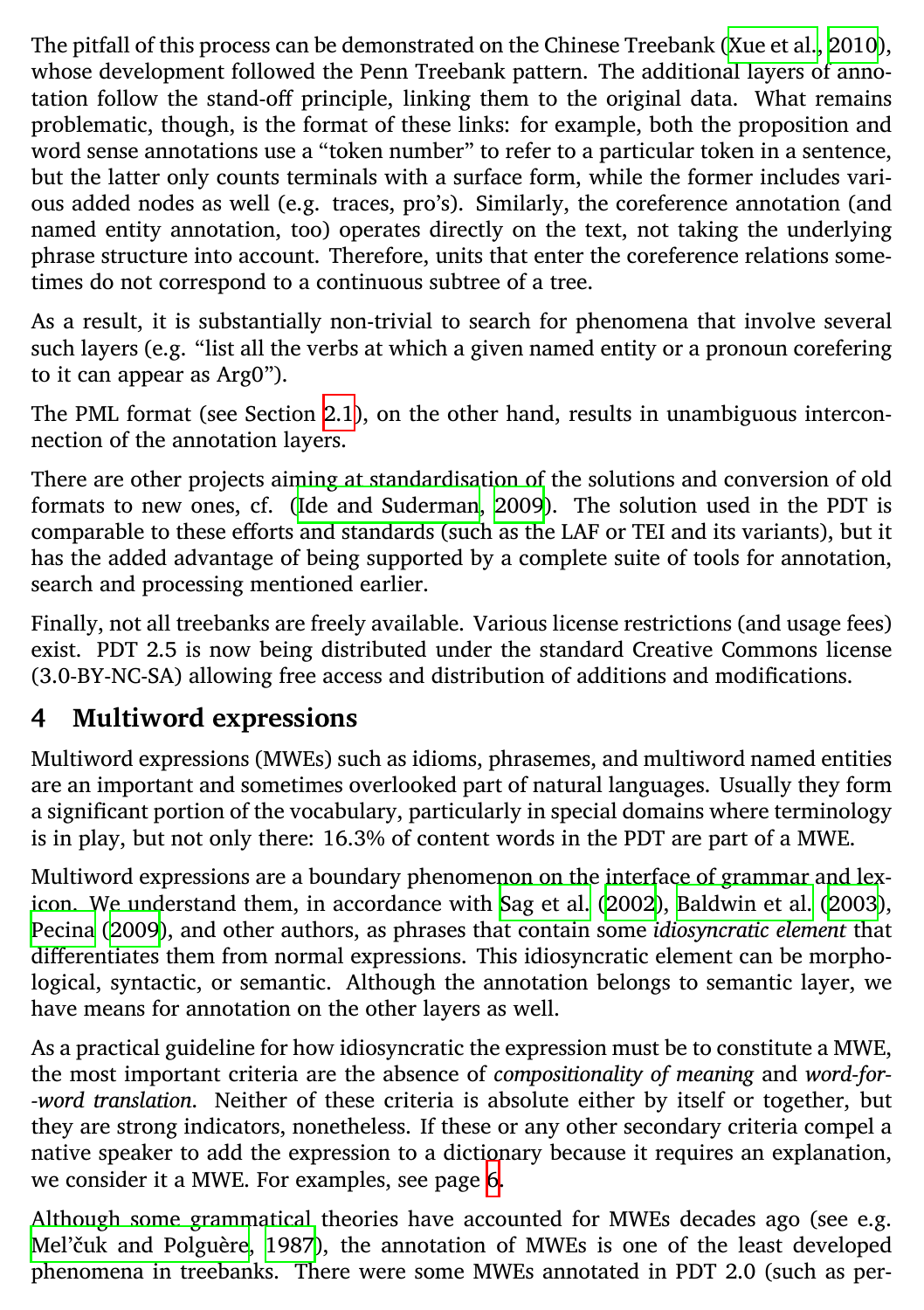The pitfall of this process can be demonstrated on the Chinese Treebank (Xue et al., 2010), whose development followed the Penn Treebank pattern. The additional layers of annotation follow the stand-off principle, linking them to the original data. What remains problematic, though, is the format of these links: for example, both the proposition and word sense annotations use a "token number" to refer to a particular token in a sentence, but the latter only counts terminals with a surface form, while the former includes various added nodes as well (e.g. traces, pro's). Similarly, the coreference annotation (and named entity annotation, too) operates directly on the text, not taking the underlying phrase structure into account. Therefore, units that enter the coreference relations sometimes do not correspond to a continuous subtree of a tree.

As a result, it is substantially non-trivial to search for phenomena that involve several such layers (e.g. "list all the verbs at which a given named entity or a pronoun corefering to it can appear as Arg0").

The PML format (see Section 2.1), on the other hand, results in unambiguous interconnection of the annotation layers.

There are other projects aiming at standardisation of the solutions and conversion of old formats to new ones, cf. (Ide and Suderman, 2009). The solution used in the PDT is comparable to these efforts and standards (such as the LAF or TEI and its variants), but it has the added advantage of being supported by a complete suite of tools for annotation, search and processing mentioned earlier.

Finally, not all treebanks are freely available. Various license restrictions (and usage fees) exist. PDT 2.5 is now being distributed under the standard Creative Commons license (3.0-BY-NC-SA) allowing free access and distribution of additions and modifications.

## 4 Multiword expressions

Multiword expressions (MWEs) such as idioms, phrasemes, and multiword named entities are an important and sometimes overlooked part of natural languages. Usually they form a significant portion of the vocabulary, particularly in special domains where terminology is in play, but not only there: 16.3% of content words in the PDT are part of a MWE.

Multiword expressions are a boundary phenomenon on the interface of grammar and lexicon. We understand them, in accordance with Sag et al. (2002), Baldwin et al. (2003), Pecina (2009), and other authors, as phrases that contain some *idiosyncratic element* that differentiates them from normal expressions. This idiosyncratic element can be morphological, syntactic, or semantic. Although the annotation belongs to semantic layer, we have means for annotation on the other layers as well.

As a practical guideline for how idiosyncratic the expression must be to constitute a MWE, the most important criteria are the absence of *compositionality of meaning* and *word-for--word translation*. Neither of these criteria is absolute either by itself or together, but they are strong indicators, nonetheless. If these or any other secondary criteria compel a native speaker to add the expression to a dictionary because it requires an explanation, we consider it a MWE. For examples, see page 6.

Although some grammatical theories have accounted for MWEs decades ago (see e.g. Mel'čuk and Polguère, 1987), the annotation of MWEs is one of the least developed phenomena in treebanks. There were some MWEs annotated in PDT 2.0 (such as per-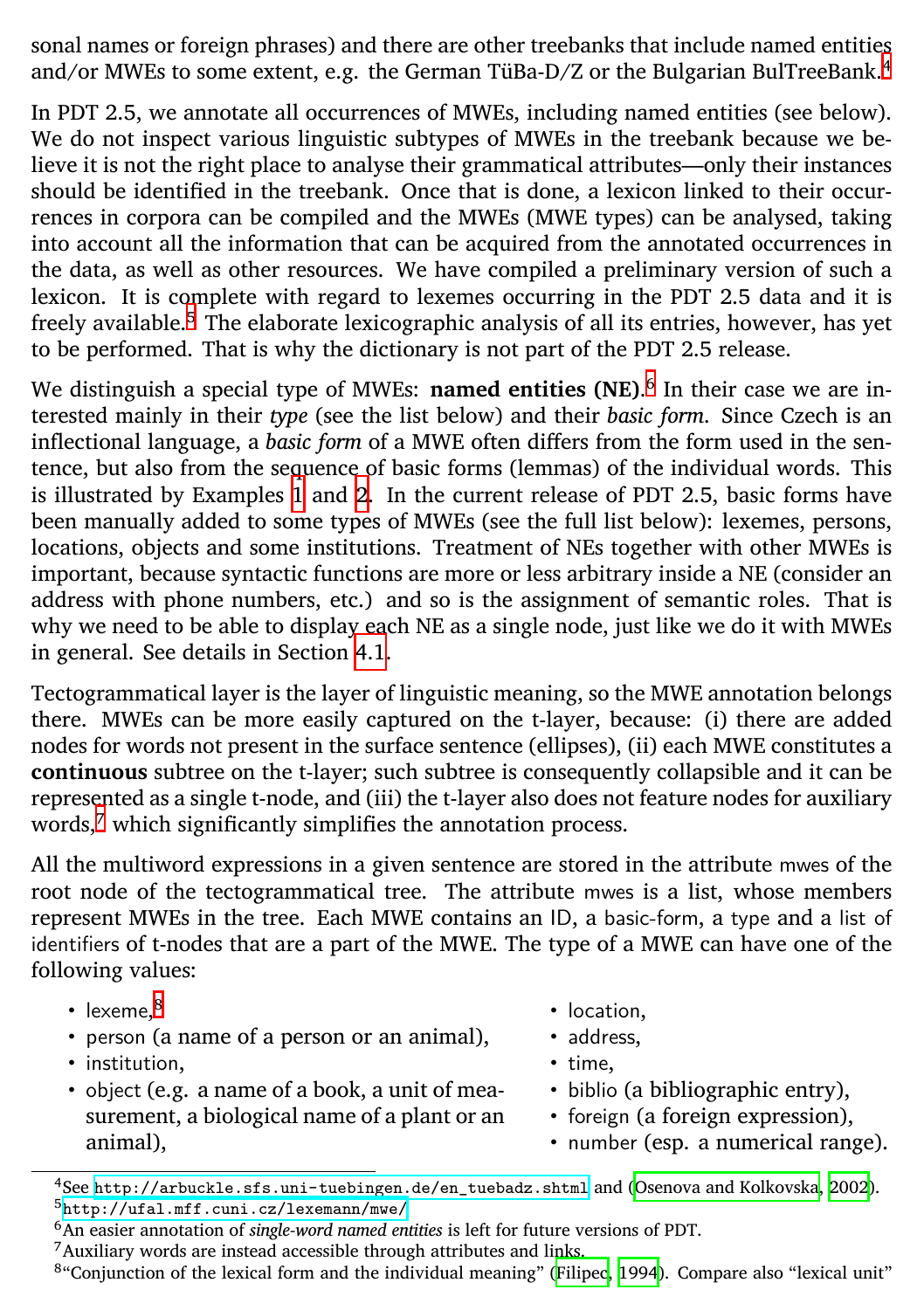sonal names or foreign phrases) and there are other treebanks that include named entities and/or MWEs to some extent, e.g. the German TüBa-D/Z or the Bulgarian BulTreeBank.[4]

In PDT 2.5, we annotate all occurrences of MWEs, including named entities (see below). We do not inspect various linguistic subtypes of MWEs in the treebank because we believe it is not the right place to analyse their grammatical attributes—only their instances should be identified in the treebank. Once that is done, a lexicon linked to their occurrences in corpora can be compiled and the MWEs (MWE types) can be analysed, taking into account all the information that can be acquired from the annotated occurrences in the data, as well as other resources. We have compiled a preliminary version of such a lexicon. It is complete with regard to lexemes occurring in the PDT 2.5 data and it is freely available.[5] The elaborate lexicographic analysis of all its entries, however, has yet to be performed. That is why the dictionary is not part of the PDT 2.5 release.

We distinguish a special type of MWEs: **named entities (NE)**.[6] In their case we are interested mainly in their *type* (see the list below) and their *basic form*. Since Czech is an inflectional language, a *basic form* of a MWE often differs from the form used in the sentence, but also from the sequence of basic forms (lemmas) of the individual words. This is illustrated by Examples 1 and 2. In the current release of PDT 2.5, basic forms have been manually added to some types of MWEs (see the full list below): lexemes, persons, locations, objects and some institutions. Treatment of NEs together with other MWEs is important, because syntactic functions are more or less arbitrary inside a NE (consider an address with phone numbers, etc.) and so is the assignment of semantic roles. That is why we need to be able to display each NE as a single node, just like we do it with MWEs in general. See details in Section 4.1.

Tectogrammatical layer is the layer of linguistic meaning, so the MWE annotation belongs there. MWEs can be more easily captured on the t-layer, because: (i) there are added nodes for words not present in the surface sentence (ellipses), (ii) each MWE constitutes a **continuous** subtree on the t-layer; such subtree is consequently collapsible and it can be represented as a single t-node, and (iii) the t-layer also does not feature nodes for auxiliary words,[7] which significantly simplifies the annotation process.

All the multiword expressions in a given sentence are stored in the attribute mwes of the root node of the tectogrammatical tree. The attribute mwes is a list, whose members represent MWEs in the tree. Each MWE contains an ID, a basic-form, a type and a list of identifiers of t-nodes that are a part of the MWE. The type of a MWE can have one of the following values:

- lexeme,[8]
- person (a name of a person or an animal),
- institution,
- object (e.g. a name of a book, a unit of measurement, a biological name of a plant or an animal),
- location,
- address,
- time,
- biblio (a bibliographic entry),
- foreign (a foreign expression),
- number (esp. a numerical range).

---

[4] See http://arbuckle.sfs.uni-tuebingen.de/en_tuebadz.shtml and (Osenova and Kolkovska, 2002).

[5] http://ufal.mff.cuni.cz/lexemann/mwe/

[6] An easier annotation of *single-word named entities* is left for future versions of PDT.

[7] Auxiliary words are instead accessible through attributes and links.

[8] "Conjunction of the lexical form and the individual meaning" (Filipec, 1994). Compare also "lexical unit"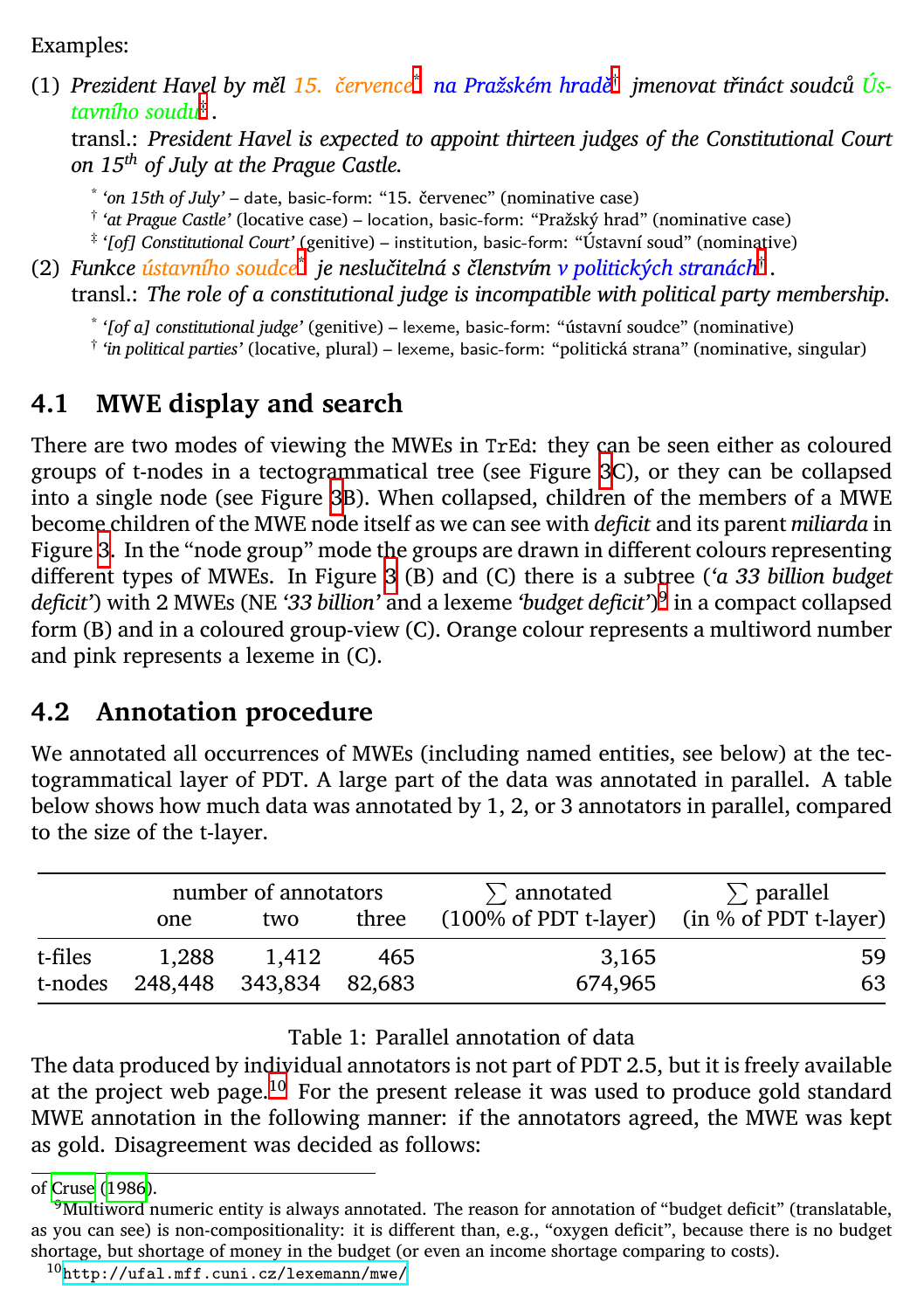Examples:

(1) *Prezident Havel by měl 15. července*[*] *na Pražském hradě*[†] *jmenovat třináct soudců Ústavního soudu*[‡].
transl.: *President Havel is expected to appoint thirteen judges of the Constitutional Court on 15th of July at the Prague Castle.*

[*] *'on 15th of July'* – date, basic-form: "15. červenec" (nominative case)
[†] *'at Prague Castle'* (locative case) – location, basic-form: "Pražský hrad" (nominative case)
[‡] *'[of] Constitutional Court'* (genitive) – institution, basic-form: "Ústavní soud" (nominative)

(2) *Funkce ústavního soudce*[*] *je neslučitelná s členstvím v politických stranách*[†].
transl.: *The role of a constitutional judge is incompatible with political party membership.*

[*] *'[of a] constitutional judge'* (genitive) – lexeme, basic-form: "ústavní soudce" (nominative)
[†] *'in political parties'* (locative, plural) – lexeme, basic-form: "politická strana" (nominative, singular)

## 4.1 MWE display and search

There are two modes of viewing the MWEs in TrEd: they can be seen either as coloured groups of t-nodes in a tectogrammatical tree (see Figure 3C), or they can be collapsed into a single node (see Figure 3B). When collapsed, children of the members of a MWE become children of the MWE node itself as we can see with *deficit* and its parent *miliarda* in Figure 3. In the "node group" mode the groups are drawn in different colours representing different types of MWEs. In Figure 3 (B) and (C) there is a subtree (*'a 33 billion budget deficit'*) with 2 MWEs (NE *'33 billion'* and a lexeme *'budget deficit'*)[9] in a compact collapsed form (B) and in a coloured group-view (C). Orange colour represents a multiword number and pink represents a lexeme in (C).

## 4.2 Annotation procedure

We annotated all occurrences of MWEs (including named entities, see below) at the tectogrammatical layer of PDT. A large part of the data was annotated in parallel. A table below shows how much data was annotated by 1, 2, or 3 annotators in parallel, compared to the size of the t-layer.

| | number of annotators | | | ∑ annotated | ∑ parallel |
|---|---|---|---|---|---|
| | one | two | three | (100% of PDT t-layer) | (in % of PDT t-layer) |
| t-files | 1,288 | 1,412 | 465 | 3,165 | 59 |
| t-nodes | 248,448 | 343,834 | 82,683 | 674,965 | 63 |

Table 1: Parallel annotation of data

The data produced by individual annotators is not part of PDT 2.5, but it is freely available at the project web page.[10] For the present release it was used to produce gold standard MWE annotation in the following manner: if the annotators agreed, the MWE was kept as gold. Disagreement was decided as follows:

---

of Cruse (1986).

[9] Multiword numeric entity is always annotated. The reason for annotation of "budget deficit" (translatable, as you can see) is non-compositionality: it is different than, e.g., "oxygen deficit", because there is no budget shortage, but shortage of money in the budget (or even an income shortage comparing to costs).

[10] http://ufal.mff.cuni.cz/lexemann/mwe/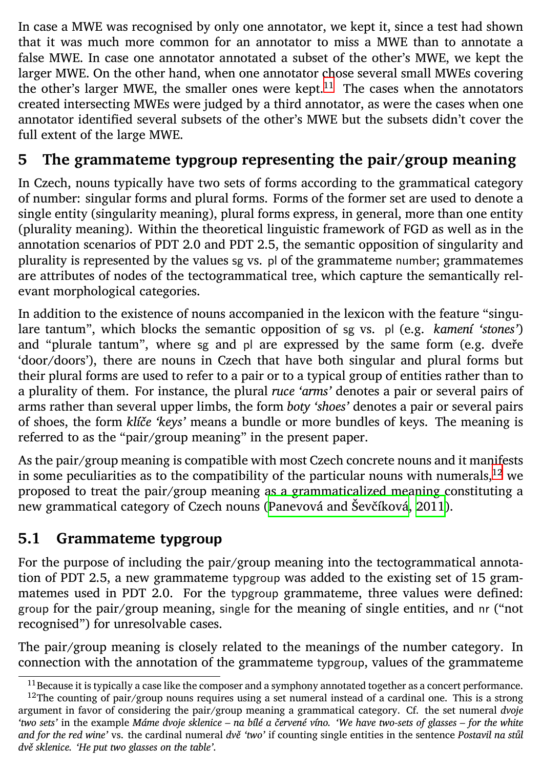In case a MWE was recognised by only one annotator, we kept it, since a test had shown that it was much more common for an annotator to miss a MWE than to annotate a false MWE. In case one annotator annotated a subset of the other's MWE, we kept the larger MWE. On the other hand, when one annotator chose several small MWEs covering the other's larger MWE, the smaller ones were kept.[11] The cases when the annotators created intersecting MWEs were judged by a third annotator, as were the cases when one annotator identified several subsets of the other's MWE but the subsets didn't cover the full extent of the large MWE.

## 5 The grammateme typgroup representing the pair/group meaning

In Czech, nouns typically have two sets of forms according to the grammatical category of number: singular forms and plural forms. Forms of the former set are used to denote a single entity (singularity meaning), plural forms express, in general, more than one entity (plurality meaning). Within the theoretical linguistic framework of FGD as well as in the annotation scenarios of PDT 2.0 and PDT 2.5, the semantic opposition of singularity and plurality is represented by the values sg vs. pl of the grammateme number; grammatemes are attributes of nodes of the tectogrammatical tree, which capture the semantically relevant morphological categories.

In addition to the existence of nouns accompanied in the lexicon with the feature "singulare tantum", which blocks the semantic opposition of sg vs. pl (e.g. *kamení 'stones'*) and "plurale tantum", where sg and pl are expressed by the same form (e.g. dveře 'door/doors'), there are nouns in Czech that have both singular and plural forms but their plural forms are used to refer to a pair or to a typical group of entities rather than to a plurality of them. For instance, the plural *ruce 'arms'* denotes a pair or several pairs of arms rather than several upper limbs, the form *boty 'shoes'* denotes a pair or several pairs of shoes, the form *klíče 'keys'* means a bundle or more bundles of keys. The meaning is referred to as the "pair/group meaning" in the present paper.

As the pair/group meaning is compatible with most Czech concrete nouns and it manifests in some peculiarities as to the compatibility of the particular nouns with numerals,[12] we proposed to treat the pair/group meaning as a grammaticalized meaning constituting a new grammatical category of Czech nouns (Panevová and Ševčíková, 2011).

### 5.1 Grammateme typgroup

For the purpose of including the pair/group meaning into the tectogrammatical annotation of PDT 2.5, a new grammateme typgroup was added to the existing set of 15 grammatemes used in PDT 2.0. For the typgroup grammateme, three values were defined: group for the pair/group meaning, single for the meaning of single entities, and nr ("not recognised") for unresolvable cases.

The pair/group meaning is closely related to the meanings of the number category. In connection with the annotation of the grammateme typgroup, values of the grammateme

[11] Because it is typically a case like the composer and a symphony annotated together as a concert performance.

[12] The counting of pair/group nouns requires using a set numeral instead of a cardinal one. This is a strong argument in favor of considering the pair/group meaning a grammatical category. Cf. the set numeral *dvoje 'two sets'* in the example *Máme dvoje sklenice – na bílé a červené víno. 'We have two-sets of glasses – for the white and for the red wine'* vs. the cardinal numeral *dvě 'two'* if counting single entities in the sentence *Postavil na stůl dvě sklenice. 'He put two glasses on the table'*.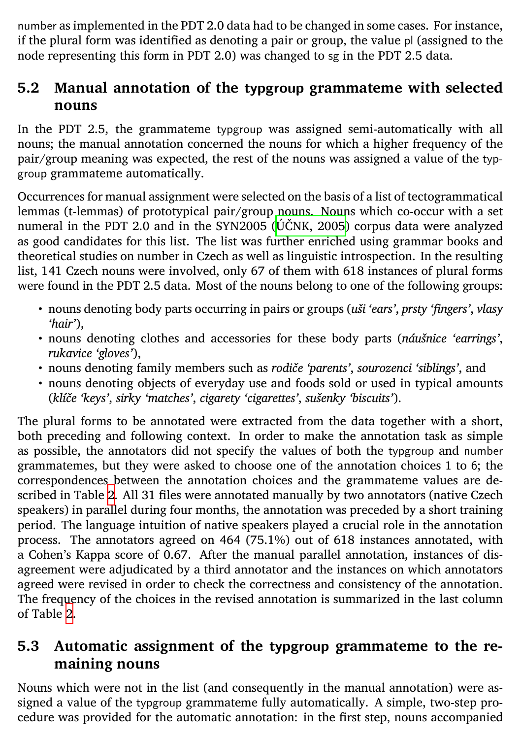number as implemented in the PDT 2.0 data had to be changed in some cases. For instance, if the plural form was identified as denoting a pair or group, the value pl (assigned to the node representing this form in PDT 2.0) was changed to sg in the PDT 2.5 data.

## 5.2 Manual annotation of the typgroup grammateme with selected nouns

In the PDT 2.5, the grammateme typgroup was assigned semi-automatically with all nouns; the manual annotation concerned the nouns for which a higher frequency of the pair/group meaning was expected, the rest of the nouns was assigned a value of the typgroup grammateme automatically.

Occurrences for manual assignment were selected on the basis of a list of tectogrammatical lemmas (t-lemmas) of prototypical pair/group nouns. Nouns which co-occur with a set numeral in the PDT 2.0 and in the SYN2005 (ÚČNK, 2005) corpus data were analyzed as good candidates for this list. The list was further enriched using grammar books and theoretical studies on number in Czech as well as linguistic introspection. In the resulting list, 141 Czech nouns were involved, only 67 of them with 618 instances of plural forms were found in the PDT 2.5 data. Most of the nouns belong to one of the following groups:

- nouns denoting body parts occurring in pairs or groups (*uši 'ears'*, *prsty 'fingers'*, *vlasy 'hair'*),
- nouns denoting clothes and accessories for these body parts (*náušnice 'earrings'*, *rukavice 'gloves'*),
- nouns denoting family members such as *rodiče 'parents'*, *sourozenci 'siblings'*, and
- nouns denoting objects of everyday use and foods sold or used in typical amounts (*klíče 'keys'*, *sirky 'matches'*, *cigarety 'cigarettes'*, *sušenky 'biscuits'*).

The plural forms to be annotated were extracted from the data together with a short, both preceding and following context. In order to make the annotation task as simple as possible, the annotators did not specify the values of both the typgroup and number grammatemes, but they were asked to choose one of the annotation choices 1 to 6; the correspondences between the annotation choices and the grammateme values are described in Table 2. All 31 files were annotated manually by two annotators (native Czech speakers) in parallel during four months, the annotation was preceded by a short training period. The language intuition of native speakers played a crucial role in the annotation process. The annotators agreed on 464 (75.1%) out of 618 instances annotated, with a Cohen's Kappa score of 0.67. After the manual parallel annotation, instances of disagreement were adjudicated by a third annotator and the instances on which annotators agreed were revised in order to check the correctness and consistency of the annotation. The frequency of the choices in the revised annotation is summarized in the last column of Table 2.

## 5.3 Automatic assignment of the typgroup grammateme to the remaining nouns

Nouns which were not in the list (and consequently in the manual annotation) were assigned a value of the typgroup grammateme fully automatically. A simple, two-step procedure was provided for the automatic annotation: in the first step, nouns accompanied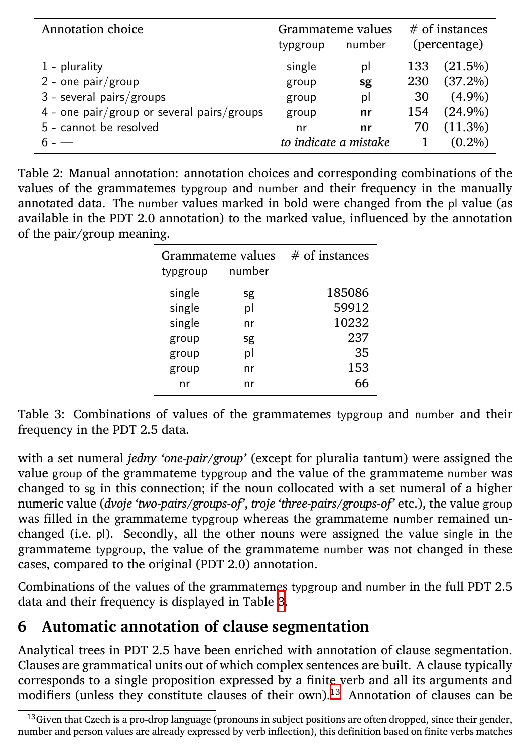| Annotation choice | Grammateme values | | # of instances | |
|---|---|---|---|---|
| | typgroup | number | (percentage) | |
| 1 - plurality | single | pl | 133 | (21.5%) |
| 2 - one pair/group | group | **sg** | 230 | (37.2%) |
| 3 - several pairs/groups | group | pl | 30 | (4.9%) |
| 4 - one pair/group or several pairs/groups | group | **nr** | 154 | (24.9%) |
| 5 - cannot be resolved | nr | **nr** | 70 | (11.3%) |
| 6 - — | *to indicate a mistake* | | 1 | (0.2%) |

Table 2: Manual annotation: annotation choices and corresponding combinations of the values of the grammatemes typgroup and number and their frequency in the manually annotated data. The number values marked in bold were changed from the pl value (as available in the PDT 2.0 annotation) to the marked value, influenced by the annotation of the pair/group meaning.

| Grammateme values | | # of instances |
|---|---|---|
| typgroup | number | |
| single | sg | 185086 |
| single | pl | 59912 |
| single | nr | 10232 |
| group | sg | 237 |
| group | pl | 35 |
| group | nr | 153 |
| nr | nr | 66 |

Table 3: Combinations of values of the grammatemes typgroup and number and their frequency in the PDT 2.5 data.

with a set numeral *jedny 'one-pair/group'* (except for pluralia tantum) were assigned the value group of the grammateme typgroup and the value of the grammateme number was changed to sg in this connection; if the noun collocated with a set numeral of a higher numeric value (*dvoje 'two-pairs/groups-of'*, *troje 'three-pairs/groups-of'* etc.), the value group was filled in the grammateme typgroup whereas the grammateme number remained unchanged (i.e. pl). Secondly, all the other nouns were assigned the value single in the grammateme typgroup, the value of the grammateme number was not changed in these cases, compared to the original (PDT 2.0) annotation.

Combinations of the values of the grammatemes typgroup and number in the full PDT 2.5 data and their frequency is displayed in Table 3.

## 6 Automatic annotation of clause segmentation

Analytical trees in PDT 2.5 have been enriched with annotation of clause segmentation. Clauses are grammatical units out of which complex sentences are built. A clause typically corresponds to a single proposition expressed by a finite verb and all its arguments and modifiers (unless they constitute clauses of their own).[13] Annotation of clauses can be

[13] Given that Czech is a pro-drop language (pronouns in subject positions are often dropped, since their gender, number and person values are already expressed by verb inflection), this definition based on finite verbs matches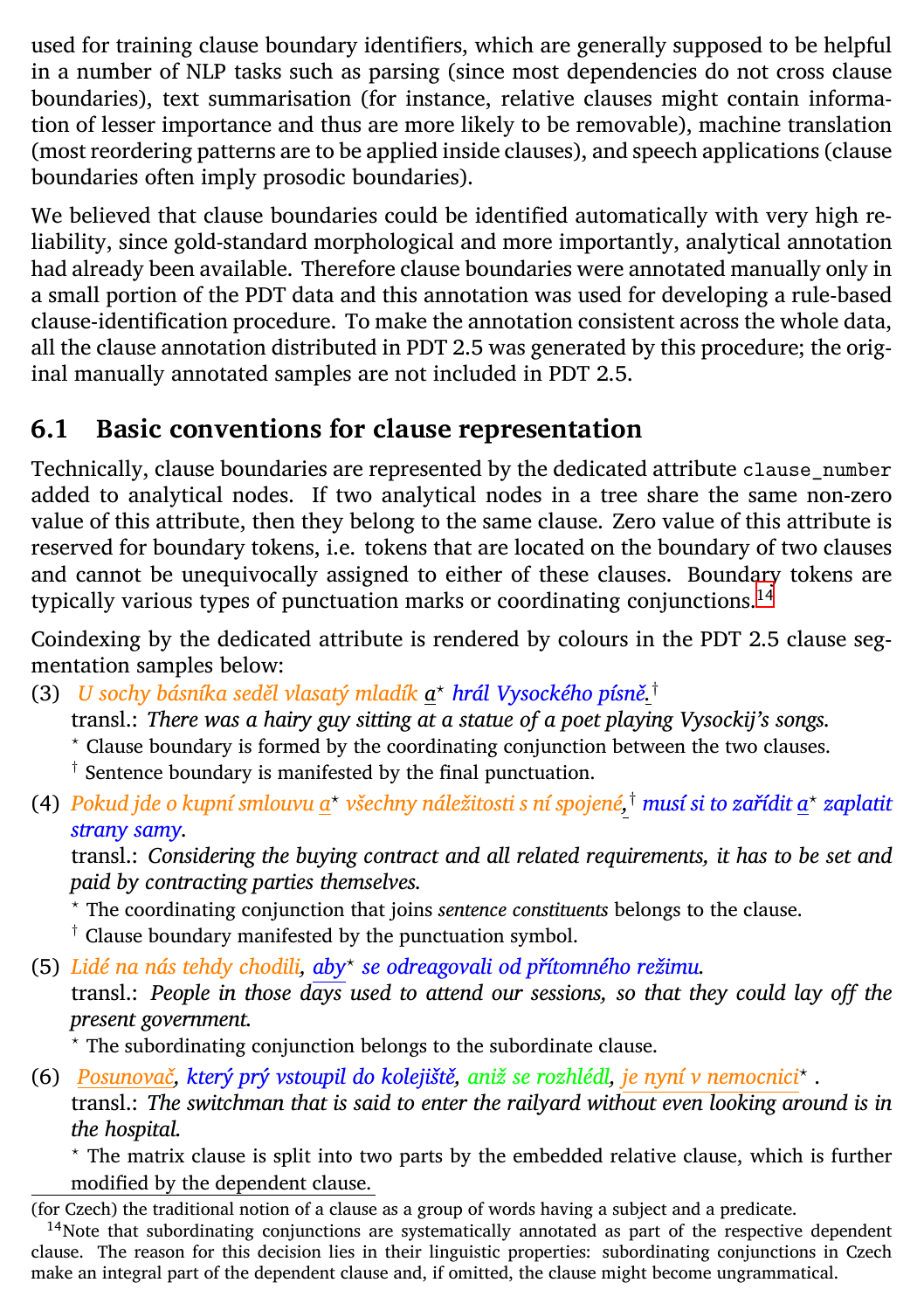used for training clause boundary identifiers, which are generally supposed to be helpful in a number of NLP tasks such as parsing (since most dependencies do not cross clause boundaries), text summarisation (for instance, relative clauses might contain information of lesser importance and thus are more likely to be removable), machine translation (most reordering patterns are to be applied inside clauses), and speech applications (clause boundaries often imply prosodic boundaries).

We believed that clause boundaries could be identified automatically with very high reliability, since gold-standard morphological and more importantly, analytical annotation had already been available. Therefore clause boundaries were annotated manually only in a small portion of the PDT data and this annotation was used for developing a rule-based clause-identification procedure. To make the annotation consistent across the whole data, all the clause annotation distributed in PDT 2.5 was generated by this procedure; the original manually annotated samples are not included in PDT 2.5.

## 6.1 Basic conventions for clause representation

Technically, clause boundaries are represented by the dedicated attribute `clause_number` added to analytical nodes. If two analytical nodes in a tree share the same non-zero value of this attribute, then they belong to the same clause. Zero value of this attribute is reserved for boundary tokens, i.e. tokens that are located on the boundary of two clauses and cannot be unequivocally assigned to either of these clauses. Boundary tokens are typically various types of punctuation marks or coordinating conjunctions.[14]

Coindexing by the dedicated attribute is rendered by colours in the PDT 2.5 clause segmentation samples below:

(3) *U sochy básníka seděl vlasatý mladík a*[⋆] *hrál Vysockého písně.*[†]
transl.: *There was a hairy guy sitting at a statue of a poet playing Vysockij's songs.*
[⋆] Clause boundary is formed by the coordinating conjunction between the two clauses.
[†] Sentence boundary is manifested by the final punctuation.

(4) *Pokud jde o kupní smlouvu a*[⋆] *všechny náležitosti s ní spojené,*[†] *musí si to zařídit a*[⋆] *zaplatit strany samy.*
transl.: *Considering the buying contract and all related requirements, it has to be set and paid by contracting parties themselves.*
[⋆] The coordinating conjunction that joins *sentence constituents* belongs to the clause.
[†] Clause boundary manifested by the punctuation symbol.

(5) *Lidé na nás tehdy chodili, aby*[⋆] *se odreagovali od přítomného režimu.*
transl.: *People in those days used to attend our sessions, so that they could lay off the present government.*
[⋆] The subordinating conjunction belongs to the subordinate clause.

(6) *Posunovač, který prý vstoupil do kolejiště, aniž se rozhlédl, je nyní v nemocnici*[⋆] .
transl.: *The switchman that is said to enter the railyard without even looking around is in the hospital.*
[⋆] The matrix clause is split into two parts by the embedded relative clause, which is further modified by the dependent clause.

---

(for Czech) the traditional notion of a clause as a group of words having a subject and a predicate.

[14]Note that subordinating conjunctions are systematically annotated as part of the respective dependent clause. The reason for this decision lies in their linguistic properties: subordinating conjunctions in Czech make an integral part of the dependent clause and, if omitted, the clause might become ungrammatical.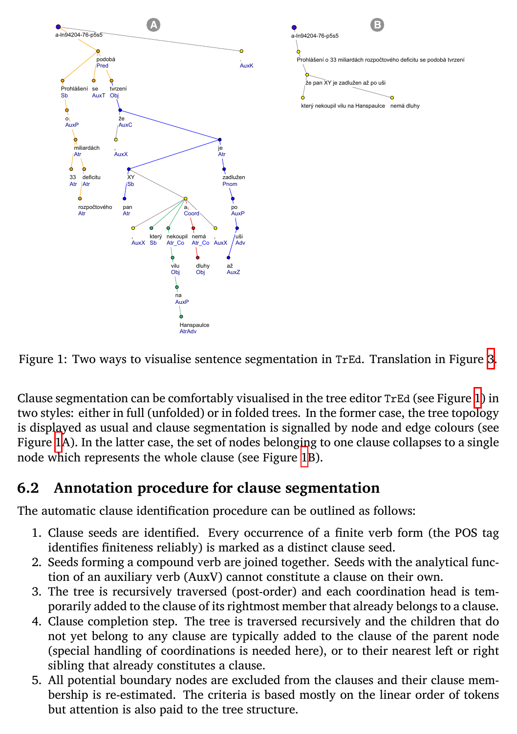Figure 1: Two ways to visualise sentence segmentation in TrEd. Translation in Figure 3.

Clause segmentation can be comfortably visualised in the tree editor TrEd (see Figure 1) in two styles: either in full (unfolded) or in folded trees. In the former case, the tree topology is displayed as usual and clause segmentation is signalled by node and edge colours (see Figure 1A). In the latter case, the set of nodes belonging to one clause collapses to a single node which represents the whole clause (see Figure 1B).

## 6.2 Annotation procedure for clause segmentation

The automatic clause identification procedure can be outlined as follows:

1. Clause seeds are identified. Every occurrence of a finite verb form (the POS tag identifies finiteness reliably) is marked as a distinct clause seed.
2. Seeds forming a compound verb are joined together. Seeds with the analytical function of an auxiliary verb (AuxV) cannot constitute a clause on their own.
3. The tree is recursively traversed (post-order) and each coordination head is temporarily added to the clause of its rightmost member that already belongs to a clause.
4. Clause completion step. The tree is traversed recursively and the children that do not yet belong to any clause are typically added to the clause of the parent node (special handling of coordinations is needed here), or to their nearest left or right sibling that already constitutes a clause.
5. All potential boundary nodes are excluded from the clauses and their clause membership is re-estimated. The criteria is based mostly on the linear order of tokens but attention is also paid to the tree structure.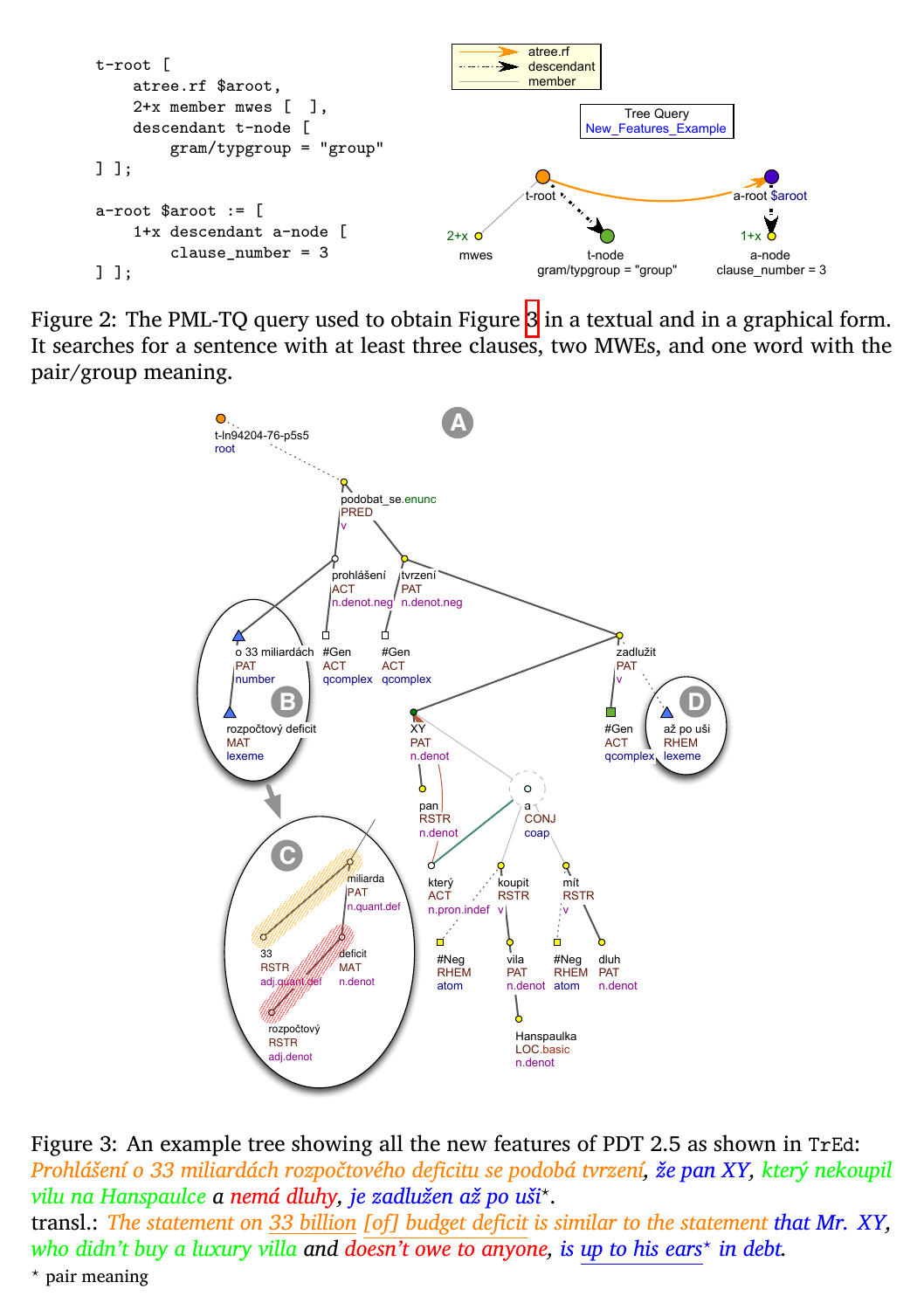```
t-root [
    atree.rf $aroot,
    2+x member mwes [ ],
    descendant t-node [
        gram/typgroup = "group"
] ];

a-root $aroot := [
    1+x descendant a-node [
        clause_number = 3
] ];
```

Figure 2: The PML-TQ query used to obtain Figure 3 in a textual and in a graphical form. It searches for a sentence with at least three clauses, two MWEs, and one word with the pair/group meaning.

Figure 3: An example tree showing all the new features of PDT 2.5 as shown in TrEd: *Prohlášení o 33 miliardách rozpočtového deficitu se podobá tvrzení, že pan XY, který nekoupil vilu na Hanspaulce a nemá dluhy, je zadlužen až po uši*\*.
transl.: *The statement on 33 billion [of] budget deficit is similar to the statement that Mr. XY, who didn't buy a luxury villa and doesn't owe to anyone, is up to his ears\* in debt.*
\* pair meaning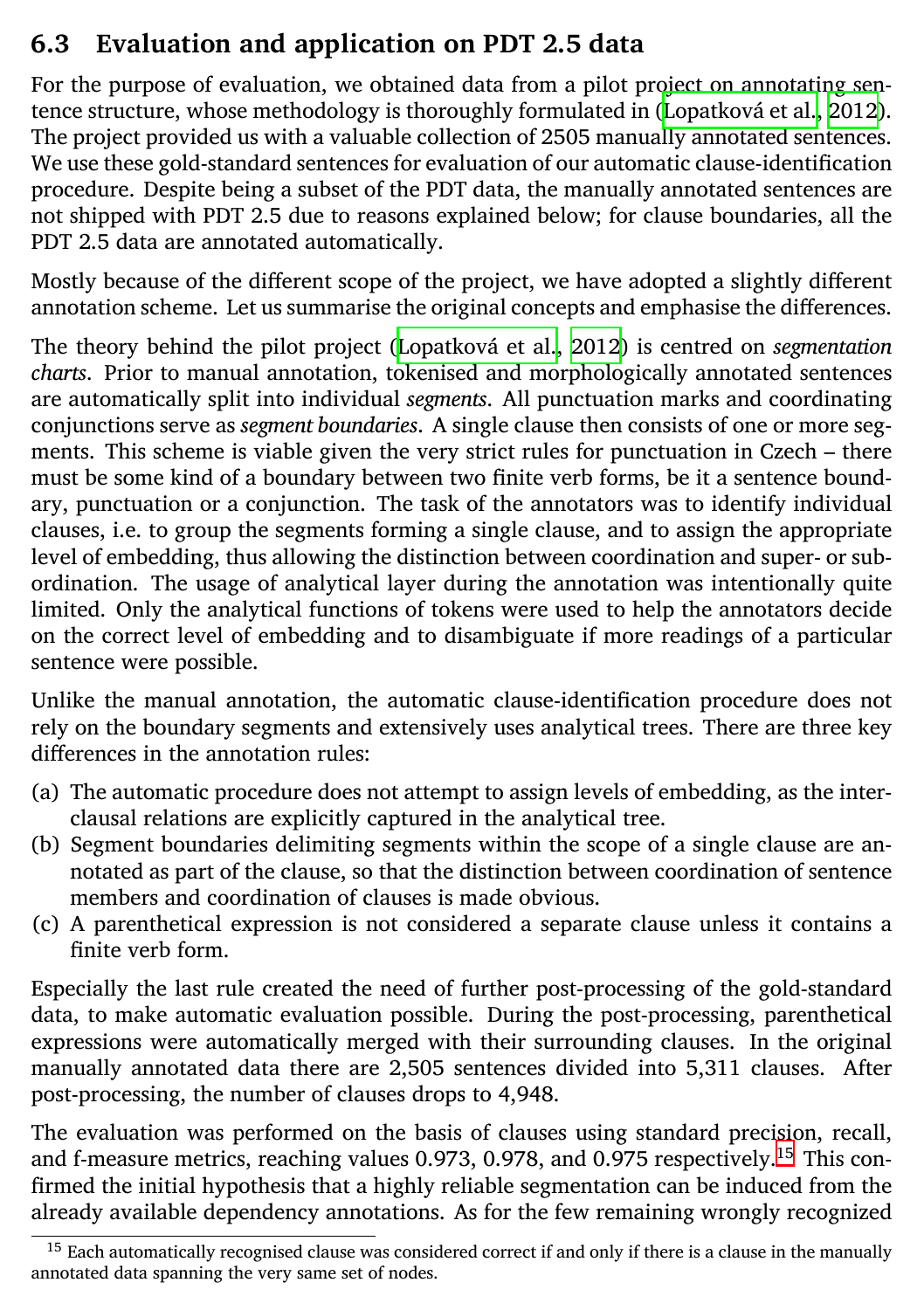### 6.3 Evaluation and application on PDT 2.5 data

For the purpose of evaluation, we obtained data from a pilot project on annotating sentence structure, whose methodology is thoroughly formulated in (Lopatková et al., 2012). The project provided us with a valuable collection of 2505 manually annotated sentences. We use these gold-standard sentences for evaluation of our automatic clause-identification procedure. Despite being a subset of the PDT data, the manually annotated sentences are not shipped with PDT 2.5 due to reasons explained below; for clause boundaries, all the PDT 2.5 data are annotated automatically.

Mostly because of the different scope of the project, we have adopted a slightly different annotation scheme. Let us summarise the original concepts and emphasise the differences.

The theory behind the pilot project (Lopatková et al., 2012) is centred on *segmentation charts*. Prior to manual annotation, tokenised and morphologically annotated sentences are automatically split into individual *segments*. All punctuation marks and coordinating conjunctions serve as *segment boundaries*. A single clause then consists of one or more segments. This scheme is viable given the very strict rules for punctuation in Czech – there must be some kind of a boundary between two finite verb forms, be it a sentence boundary, punctuation or a conjunction. The task of the annotators was to identify individual clauses, i.e. to group the segments forming a single clause, and to assign the appropriate level of embedding, thus allowing the distinction between coordination and super- or subordination. The usage of analytical layer during the annotation was intentionally quite limited. Only the analytical functions of tokens were used to help the annotators decide on the correct level of embedding and to disambiguate if more readings of a particular sentence were possible.

Unlike the manual annotation, the automatic clause-identification procedure does not rely on the boundary segments and extensively uses analytical trees. There are three key differences in the annotation rules:

(a) The automatic procedure does not attempt to assign levels of embedding, as the interclausal relations are explicitly captured in the analytical tree.
(b) Segment boundaries delimiting segments within the scope of a single clause are annotated as part of the clause, so that the distinction between coordination of sentence members and coordination of clauses is made obvious.
(c) A parenthetical expression is not considered a separate clause unless it contains a finite verb form.

Especially the last rule created the need of further post-processing of the gold-standard data, to make automatic evaluation possible. During the post-processing, parenthetical expressions were automatically merged with their surrounding clauses. In the original manually annotated data there are 2,505 sentences divided into 5,311 clauses. After post-processing, the number of clauses drops to 4,948.

The evaluation was performed on the basis of clauses using standard precision, recall, and f-measure metrics, reaching values 0.973, 0.978, and 0.975 respectively.[15] This confirmed the initial hypothesis that a highly reliable segmentation can be induced from the already available dependency annotations. As for the few remaining wrongly recognized

[15] Each automatically recognised clause was considered correct if and only if there is a clause in the manually annotated data spanning the very same set of nodes.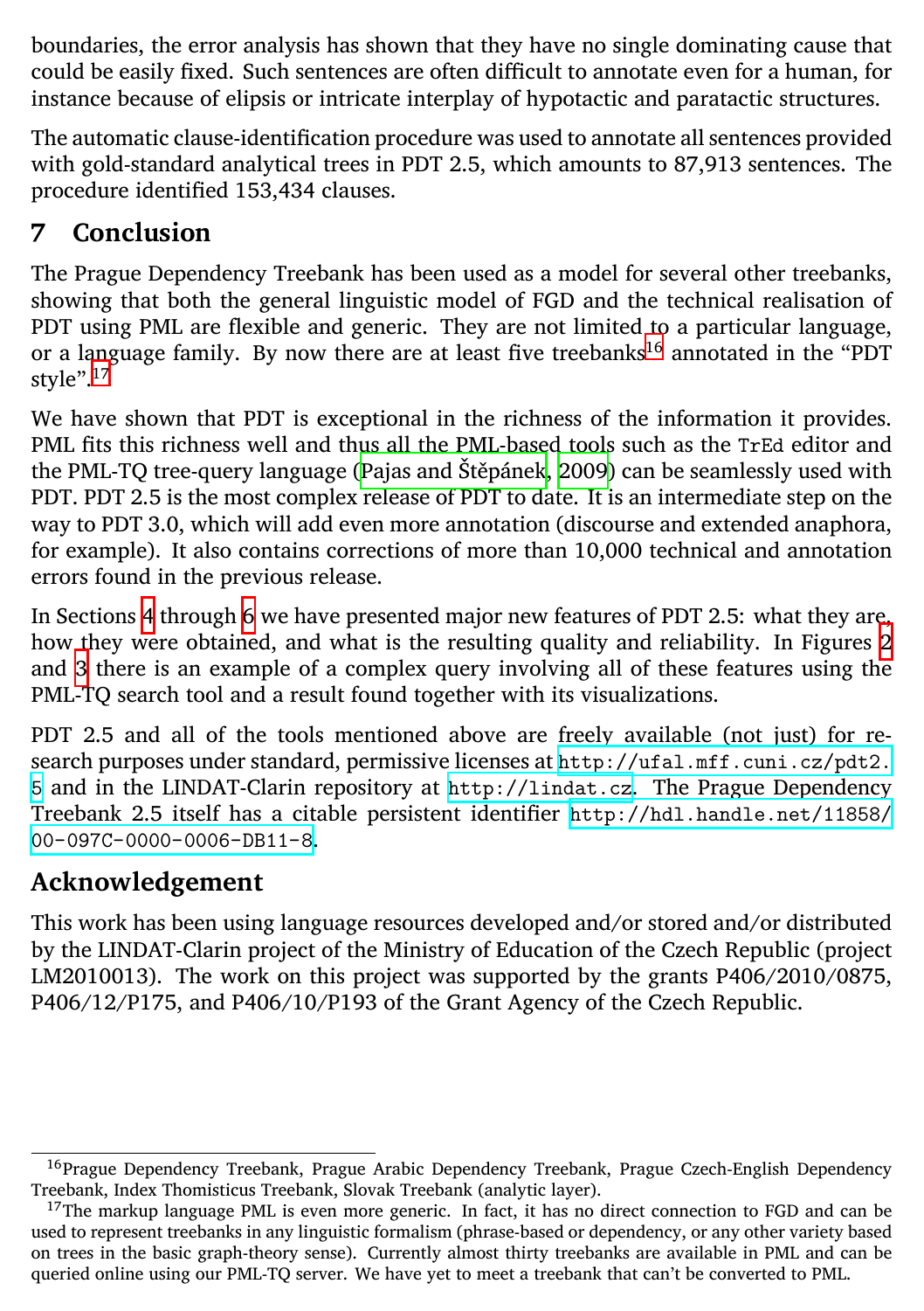boundaries, the error analysis has shown that they have no single dominating cause that could be easily fixed. Such sentences are often difficult to annotate even for a human, for instance because of elipsis or intricate interplay of hypotactic and paratactic structures.

The automatic clause-identification procedure was used to annotate all sentences provided with gold-standard analytical trees in PDT 2.5, which amounts to 87,913 sentences. The procedure identified 153,434 clauses.

## 7 Conclusion

The Prague Dependency Treebank has been used as a model for several other treebanks, showing that both the general linguistic model of FGD and the technical realisation of PDT using PML are flexible and generic. They are not limited to a particular language, or a language family. By now there are at least five treebanks[16] annotated in the "PDT style".[17]

We have shown that PDT is exceptional in the richness of the information it provides. PML fits this richness well and thus all the PML-based tools such as the TrEd editor and the PML-TQ tree-query language (Pajas and Štěpánek, 2009) can be seamlessly used with PDT. PDT 2.5 is the most complex release of PDT to date. It is an intermediate step on the way to PDT 3.0, which will add even more annotation (discourse and extended anaphora, for example). It also contains corrections of more than 10,000 technical and annotation errors found in the previous release.

In Sections 4 through 6 we have presented major new features of PDT 2.5: what they are, how they were obtained, and what is the resulting quality and reliability. In Figures 2 and 3 there is an example of a complex query involving all of these features using the PML-TQ search tool and a result found together with its visualizations.

PDT 2.5 and all of the tools mentioned above are freely available (not just) for research purposes under standard, permissive licenses at `http://ufal.mff.cuni.cz/pdt2.5` and in the LINDAT-Clarin repository at `http://lindat.cz`. The Prague Dependency Treebank 2.5 itself has a citable persistent identifier `http://hdl.handle.net/11858/00-097C-0000-0006-DB11-8`.

## Acknowledgement

This work has been using language resources developed and/or stored and/or distributed by the LINDAT-Clarin project of the Ministry of Education of the Czech Republic (project LM2010013). The work on this project was supported by the grants P406/2010/0875, P406/12/P175, and P406/10/P193 of the Grant Agency of the Czech Republic.

---

[16] Prague Dependency Treebank, Prague Arabic Dependency Treebank, Prague Czech-English Dependency Treebank, Index Thomisticus Treebank, Slovak Treebank (analytic layer).

[17] The markup language PML is even more generic. In fact, it has no direct connection to FGD and can be used to represent treebanks in any linguistic formalism (phrase-based or dependency, or any other variety based on trees in the basic graph-theory sense). Currently almost thirty treebanks are available in PML and can be queried online using our PML-TQ server. We have yet to meet a treebank that can't be converted to PML.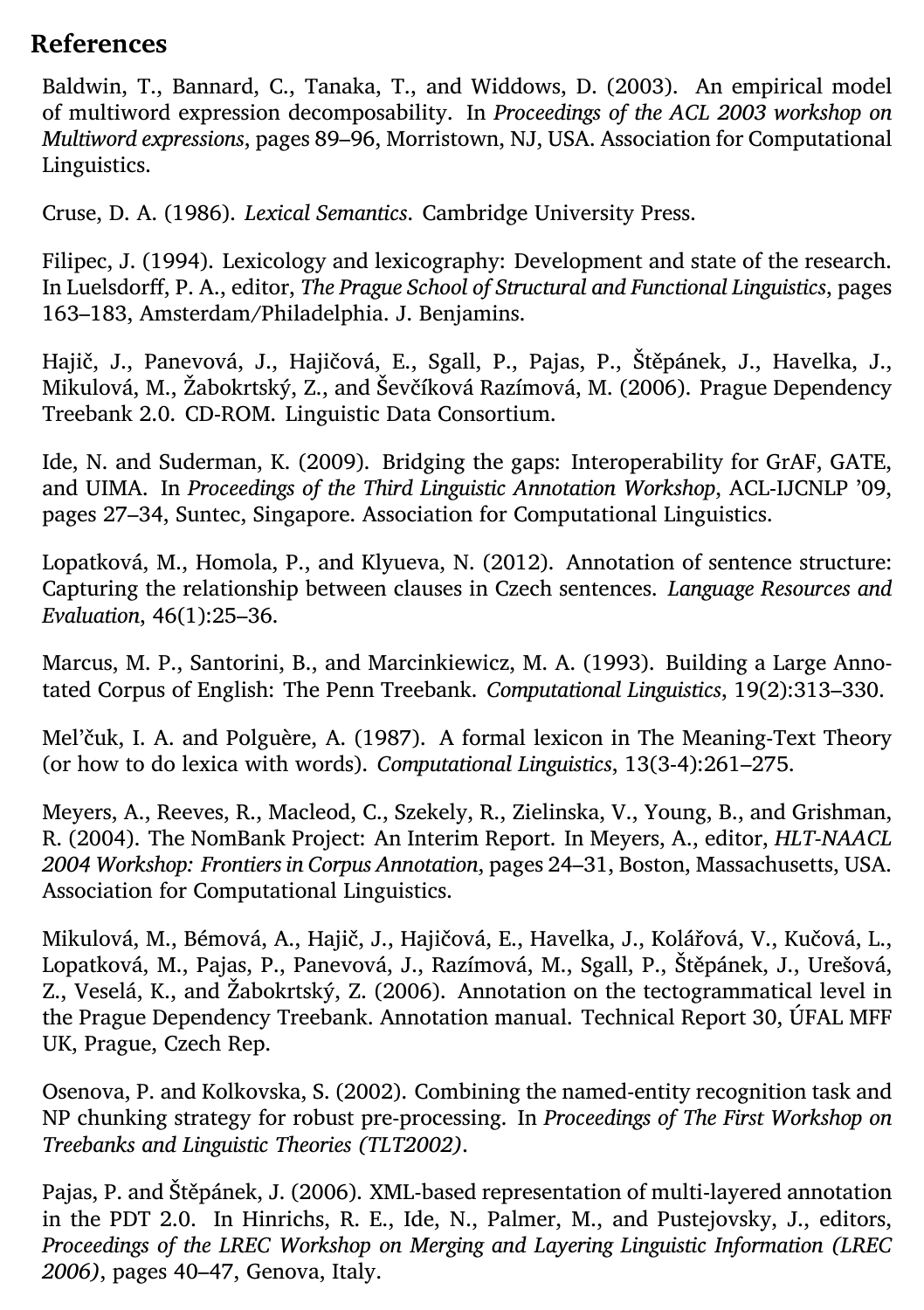## References

Baldwin, T., Bannard, C., Tanaka, T., and Widdows, D. (2003). An empirical model of multiword expression decomposability. In *Proceedings of the ACL 2003 workshop on Multiword expressions*, pages 89–96, Morristown, NJ, USA. Association for Computational Linguistics.

Cruse, D. A. (1986). *Lexical Semantics*. Cambridge University Press.

Filipec, J. (1994). Lexicology and lexicography: Development and state of the research. In Luelsdorff, P. A., editor, *The Prague School of Structural and Functional Linguistics*, pages 163–183, Amsterdam/Philadelphia. J. Benjamins.

Hajič, J., Panevová, J., Hajičová, E., Sgall, P., Pajas, P., Štěpánek, J., Havelka, J., Mikulová, M., Žabokrtský, Z., and Ševčíková Razímová, M. (2006). Prague Dependency Treebank 2.0. CD-ROM. Linguistic Data Consortium.

Ide, N. and Suderman, K. (2009). Bridging the gaps: Interoperability for GrAF, GATE, and UIMA. In *Proceedings of the Third Linguistic Annotation Workshop*, ACL-IJCNLP '09, pages 27–34, Suntec, Singapore. Association for Computational Linguistics.

Lopatková, M., Homola, P., and Klyueva, N. (2012). Annotation of sentence structure: Capturing the relationship between clauses in Czech sentences. *Language Resources and Evaluation*, 46(1):25–36.

Marcus, M. P., Santorini, B., and Marcinkiewicz, M. A. (1993). Building a Large Annotated Corpus of English: The Penn Treebank. *Computational Linguistics*, 19(2):313–330.

Mel'čuk, I. A. and Polguère, A. (1987). A formal lexicon in The Meaning-Text Theory (or how to do lexica with words). *Computational Linguistics*, 13(3-4):261–275.

Meyers, A., Reeves, R., Macleod, C., Szekely, R., Zielinska, V., Young, B., and Grishman, R. (2004). The NomBank Project: An Interim Report. In Meyers, A., editor, *HLT-NAACL 2004 Workshop: Frontiers in Corpus Annotation*, pages 24–31, Boston, Massachusetts, USA. Association for Computational Linguistics.

Mikulová, M., Bémová, A., Hajič, J., Hajičová, E., Havelka, J., Kolářová, V., Kučová, L., Lopatková, M., Pajas, P., Panevová, J., Razímová, M., Sgall, P., Štěpánek, J., Urešová, Z., Veselá, K., and Žabokrtský, Z. (2006). Annotation on the tectogrammatical level in the Prague Dependency Treebank. Annotation manual. Technical Report 30, ÚFAL MFF UK, Prague, Czech Rep.

Osenova, P. and Kolkovska, S. (2002). Combining the named-entity recognition task and NP chunking strategy for robust pre-processing. In *Proceedings of The First Workshop on Treebanks and Linguistic Theories (TLT2002)*.

Pajas, P. and Štěpánek, J. (2006). XML-based representation of multi-layered annotation in the PDT 2.0. In Hinrichs, R. E., Ide, N., Palmer, M., and Pustejovsky, J., editors, *Proceedings of the LREC Workshop on Merging and Layering Linguistic Information (LREC 2006)*, pages 40–47, Genova, Italy.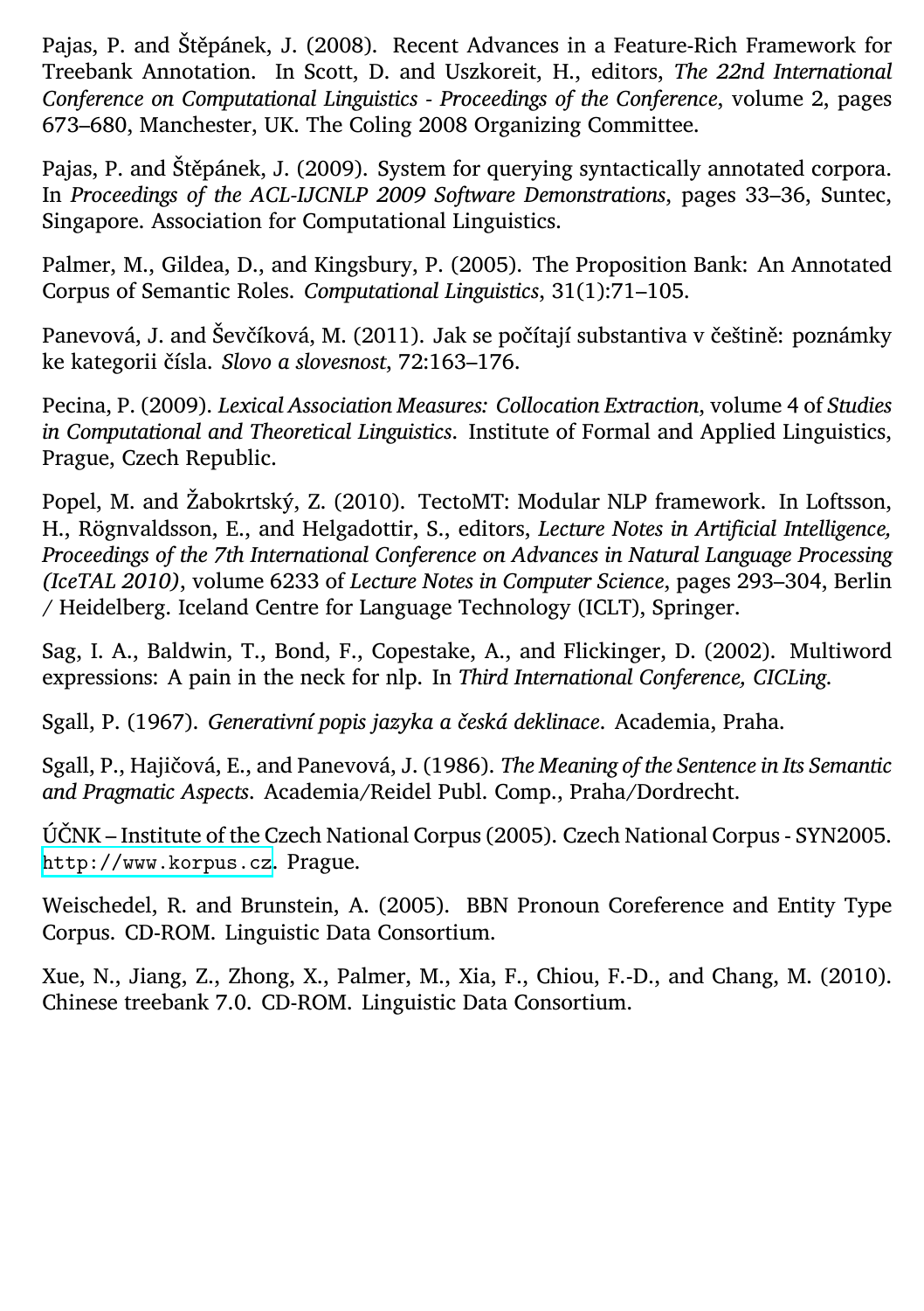Pajas, P. and Štěpánek, J. (2008). Recent Advances in a Feature-Rich Framework for Treebank Annotation. In Scott, D. and Uszkoreit, H., editors, *The 22nd International Conference on Computational Linguistics - Proceedings of the Conference*, volume 2, pages 673–680, Manchester, UK. The Coling 2008 Organizing Committee.

Pajas, P. and Štěpánek, J. (2009). System for querying syntactically annotated corpora. In *Proceedings of the ACL-IJCNLP 2009 Software Demonstrations*, pages 33–36, Suntec, Singapore. Association for Computational Linguistics.

Palmer, M., Gildea, D., and Kingsbury, P. (2005). The Proposition Bank: An Annotated Corpus of Semantic Roles. *Computational Linguistics*, 31(1):71–105.

Panevová, J. and Ševčíková, M. (2011). Jak se počítají substantiva v češtině: poznámky ke kategorii čísla. *Slovo a slovesnost*, 72:163–176.

Pecina, P. (2009). *Lexical Association Measures: Collocation Extraction*, volume 4 of *Studies in Computational and Theoretical Linguistics*. Institute of Formal and Applied Linguistics, Prague, Czech Republic.

Popel, M. and Žabokrtský, Z. (2010). TectoMT: Modular NLP framework. In Loftsson, H., Rögnvaldsson, E., and Helgadottir, S., editors, *Lecture Notes in Artificial Intelligence, Proceedings of the 7th International Conference on Advances in Natural Language Processing (IceTAL 2010)*, volume 6233 of *Lecture Notes in Computer Science*, pages 293–304, Berlin / Heidelberg. Iceland Centre for Language Technology (ICLT), Springer.

Sag, I. A., Baldwin, T., Bond, F., Copestake, A., and Flickinger, D. (2002). Multiword expressions: A pain in the neck for nlp. In *Third International Conference, CICLing*.

Sgall, P. (1967). *Generativní popis jazyka a česká deklinace*. Academia, Praha.

Sgall, P., Hajičová, E., and Panevová, J. (1986). *The Meaning of the Sentence in Its Semantic and Pragmatic Aspects*. Academia/Reidel Publ. Comp., Praha/Dordrecht.

ÚČNK – Institute of the Czech National Corpus (2005). Czech National Corpus - SYN2005. http://www.korpus.cz. Prague.

Weischedel, R. and Brunstein, A. (2005). BBN Pronoun Coreference and Entity Type Corpus. CD-ROM. Linguistic Data Consortium.

Xue, N., Jiang, Z., Zhong, X., Palmer, M., Xia, F., Chiou, F.-D., and Chang, M. (2010). Chinese treebank 7.0. CD-ROM. Linguistic Data Consortium.